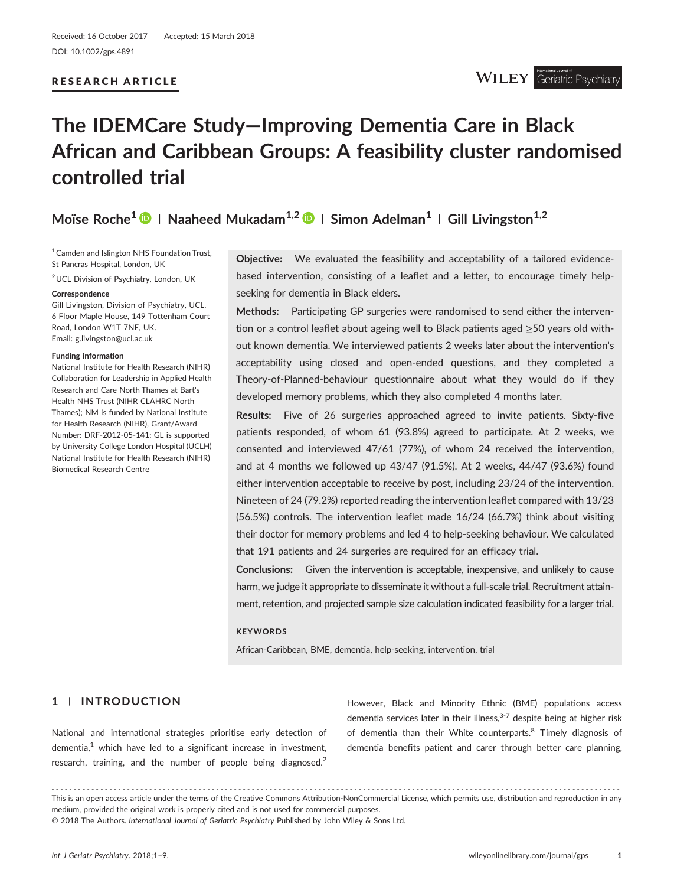Received: 16 October 2017 | Accepted: 15 March 2018

DOI: 10.1002/gps.4891

RESEARCH ARTICLE

# The IDEMCare Study—Improving Dementia Care in Black African and Caribbean Groups: A feasibility cluster randomised controlled trial

**Moïse Roche**[1] | **Naaheed Mukadam**[1,2] | **Simon Adelman**[1] | **Gill Livingston**[1,2]

[1] Camden and Islington NHS Foundation Trust, St Pancras Hospital, London, UK

[2] UCL Division of Psychiatry, London, UK

**Correspondence**
Gill Livingston, Division of Psychiatry, UCL, 6 Floor Maple House, 149 Tottenham Court Road, London W1T 7NF, UK.
Email: g.livingston@ucl.ac.uk

**Funding information**
National Institute for Health Research (NIHR) Collaboration for Leadership in Applied Health Research and Care North Thames at Bart's Health NHS Trust (NIHR CLAHRC North Thames); NM is funded by National Institute for Health Research (NIHR), Grant/Award Number: DRF-2012-05-141; GL is supported by University College London Hospital (UCLH) National Institute for Health Research (NIHR) Biomedical Research Centre

**Objective:** We evaluated the feasibility and acceptability of a tailored evidence-based intervention, consisting of a leaflet and a letter, to encourage timely help-seeking for dementia in Black elders.

**Methods:** Participating GP surgeries were randomised to send either the intervention or a control leaflet about ageing well to Black patients aged ≥50 years old without known dementia. We interviewed patients 2 weeks later about the intervention's acceptability using closed and open-ended questions, and they completed a Theory-of-Planned-behaviour questionnaire about what they would do if they developed memory problems, which they also completed 4 months later.

**Results:** Five of 26 surgeries approached agreed to invite patients. Sixty-five patients responded, of whom 61 (93.8%) agreed to participate. At 2 weeks, we consented and interviewed 47/61 (77%), of whom 24 received the intervention, and at 4 months we followed up 43/47 (91.5%). At 2 weeks, 44/47 (93.6%) found either intervention acceptable to receive by post, including 23/24 of the intervention. Nineteen of 24 (79.2%) reported reading the intervention leaflet compared with 13/23 (56.5%) controls. The intervention leaflet made 16/24 (66.7%) think about visiting their doctor for memory problems and led 4 to help-seeking behaviour. We calculated that 191 patients and 24 surgeries are required for an efficacy trial.

**Conclusions:** Given the intervention is acceptable, inexpensive, and unlikely to cause harm, we judge it appropriate to disseminate it without a full-scale trial. Recruitment attainment, retention, and projected sample size calculation indicated feasibility for a larger trial.

**KEYWORDS**

African-Caribbean, BME, dementia, help-seeking, intervention, trial

## 1 | INTRODUCTION

National and international strategies prioritise early detection of dementia,[1] which have led to a significant increase in investment, research, training, and the number of people being diagnosed.[2] However, Black and Minority Ethnic (BME) populations access dementia services later in their illness,[3-7] despite being at higher risk of dementia than their White counterparts.[8] Timely diagnosis of dementia benefits patient and carer through better care planning,

This is an open access article under the terms of the Creative Commons Attribution-NonCommercial License, which permits use, distribution and reproduction in any medium, provided the original work is properly cited and is not used for commercial purposes.
© 2018 The Authors. *International Journal of Geriatric Psychiatry* Published by John Wiley & Sons Ltd.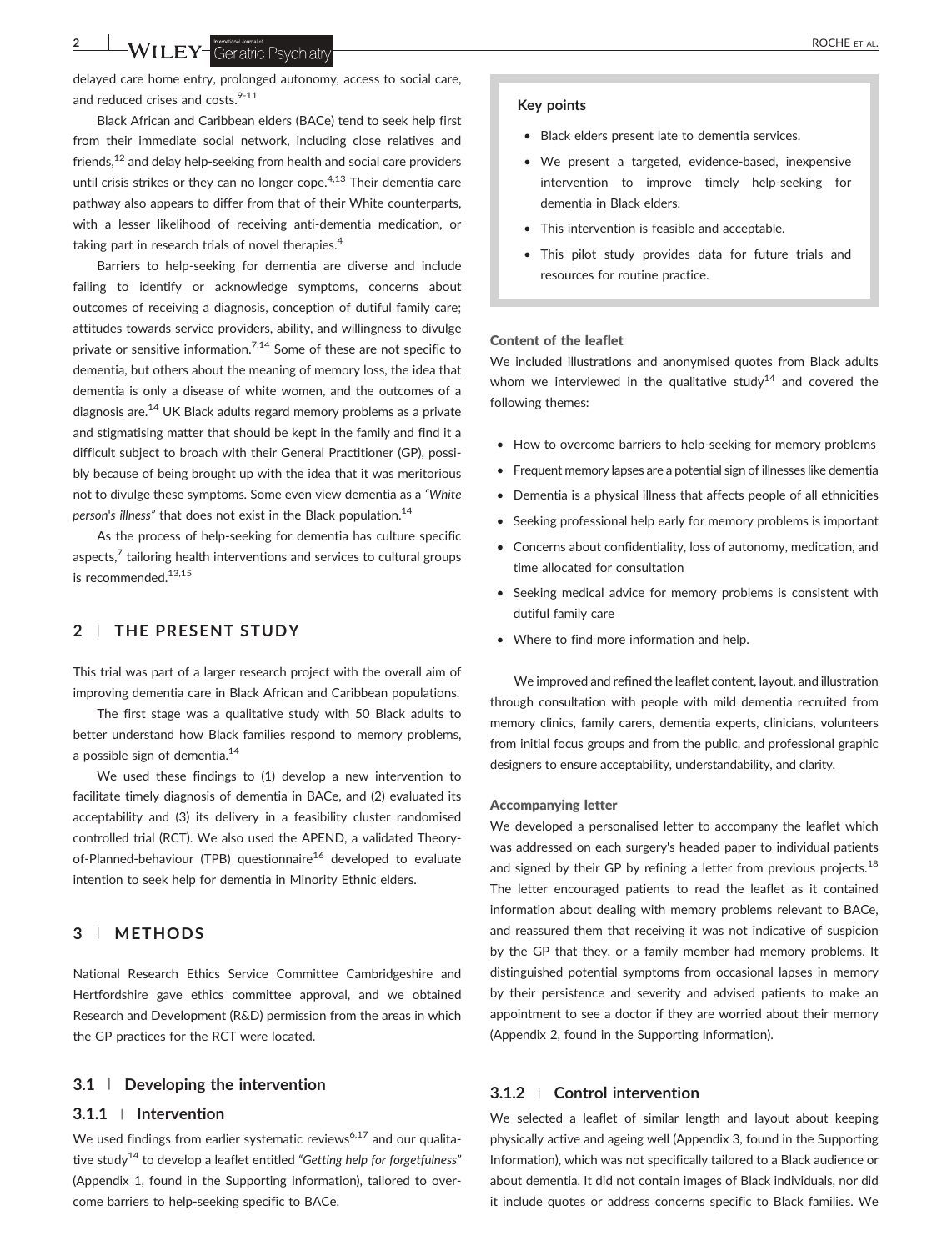delayed care home entry, prolonged autonomy, access to social care, and reduced crises and costs.[9-11]

Black African and Caribbean elders (BACe) tend to seek help first from their immediate social network, including close relatives and friends,[12] and delay help-seeking from health and social care providers until crisis strikes or they can no longer cope.[4,13] Their dementia care pathway also appears to differ from that of their White counterparts, with a lesser likelihood of receiving anti-dementia medication, or taking part in research trials of novel therapies.[4]

Barriers to help-seeking for dementia are diverse and include failing to identify or acknowledge symptoms, concerns about outcomes of receiving a diagnosis, conception of dutiful family care; attitudes towards service providers, ability, and willingness to divulge private or sensitive information.[7,14] Some of these are not specific to dementia, but others about the meaning of memory loss, the idea that dementia is only a disease of white women, and the outcomes of a diagnosis are.[14] UK Black adults regard memory problems as a private and stigmatising matter that should be kept in the family and find it a difficult subject to broach with their General Practitioner (GP), possibly because of being brought up with the idea that it was meritorious not to divulge these symptoms. Some even view dementia as a *"White person's illness"* that does not exist in the Black population.[14]

As the process of help-seeking for dementia has culture specific aspects,[7] tailoring health interventions and services to cultural groups is recommended.[13,15]

**Key points**

- Black elders present late to dementia services.
- We present a targeted, evidence-based, inexpensive intervention to improve timely help-seeking for dementia in Black elders.
- This intervention is feasible and acceptable.
- This pilot study provides data for future trials and resources for routine practice.

## 2 | THE PRESENT STUDY

This trial was part of a larger research project with the overall aim of improving dementia care in Black African and Caribbean populations.

The first stage was a qualitative study with 50 Black adults to better understand how Black families respond to memory problems, a possible sign of dementia.[14]

We used these findings to (1) develop a new intervention to facilitate timely diagnosis of dementia in BACe, and (2) evaluated its acceptability and (3) its delivery in a feasibility cluster randomised controlled trial (RCT). We also used the APEND, a validated Theory-of-Planned-behaviour (TPB) questionnaire[16] developed to evaluate intention to seek help for dementia in Minority Ethnic elders.

## 3 | METHODS

National Research Ethics Service Committee Cambridgeshire and Hertfordshire gave ethics committee approval, and we obtained Research and Development (R&D) permission from the areas in which the GP practices for the RCT were located.

### 3.1 | Developing the intervention

#### 3.1.1 | Intervention

We used findings from earlier systematic reviews[6,17] and our qualitative study[14] to develop a leaflet entitled *"Getting help for forgetfulness"* (Appendix 1, found in the Supporting Information), tailored to overcome barriers to help-seeking specific to BACe.

**Content of the leaflet**

We included illustrations and anonymised quotes from Black adults whom we interviewed in the qualitative study[14] and covered the following themes:

- How to overcome barriers to help-seeking for memory problems
- Frequent memory lapses are a potential sign of illnesses like dementia
- Dementia is a physical illness that affects people of all ethnicities
- Seeking professional help early for memory problems is important
- Concerns about confidentiality, loss of autonomy, medication, and time allocated for consultation
- Seeking medical advice for memory problems is consistent with dutiful family care
- Where to find more information and help.

We improved and refined the leaflet content, layout, and illustration through consultation with people with mild dementia recruited from memory clinics, family carers, dementia experts, clinicians, volunteers from initial focus groups and from the public, and professional graphic designers to ensure acceptability, understandability, and clarity.

**Accompanying letter**

We developed a personalised letter to accompany the leaflet which was addressed on each surgery's headed paper to individual patients and signed by their GP by refining a letter from previous projects.[18] The letter encouraged patients to read the leaflet as it contained information about dealing with memory problems relevant to BACe, and reassured them that receiving it was not indicative of suspicion by the GP that they, or a family member had memory problems. It distinguished potential symptoms from occasional lapses in memory by their persistence and severity and advised patients to make an appointment to see a doctor if they are worried about their memory (Appendix 2, found in the Supporting Information).

#### 3.1.2 | Control intervention

We selected a leaflet of similar length and layout about keeping physically active and ageing well (Appendix 3, found in the Supporting Information), which was not specifically tailored to a Black audience or about dementia. It did not contain images of Black individuals, nor did it include quotes or address concerns specific to Black families. We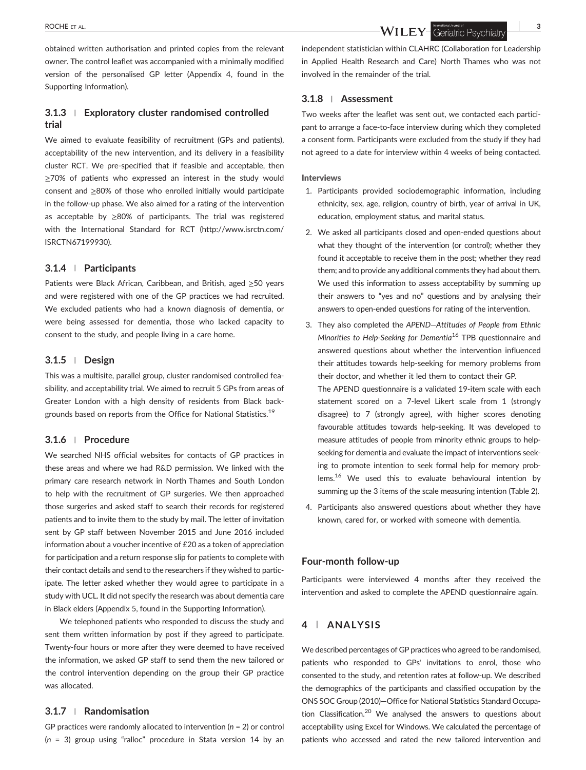obtained written authorisation and printed copies from the relevant owner. The control leaflet was accompanied with a minimally modified version of the personalised GP letter (Appendix 4, found in the Supporting Information).

### 3.1.3 | Exploratory cluster randomised controlled trial

We aimed to evaluate feasibility of recruitment (GPs and patients), acceptability of the new intervention, and its delivery in a feasibility cluster RCT. We pre-specified that if feasible and acceptable, then ≥70% of patients who expressed an interest in the study would consent and ≥80% of those who enrolled initially would participate in the follow-up phase. We also aimed for a rating of the intervention as acceptable by ≥80% of participants. The trial was registered with the International Standard for RCT (http://www.isrctn.com/ISRCTN67199930).

### 3.1.4 | Participants

Patients were Black African, Caribbean, and British, aged ≥50 years and were registered with one of the GP practices we had recruited. We excluded patients who had a known diagnosis of dementia, or were being assessed for dementia, those who lacked capacity to consent to the study, and people living in a care home.

### 3.1.5 | Design

This was a multisite, parallel group, cluster randomised controlled feasibility, and acceptability trial. We aimed to recruit 5 GPs from areas of Greater London with a high density of residents from Black backgrounds based on reports from the Office for National Statistics.[19]

### 3.1.6 | Procedure

We searched NHS official websites for contacts of GP practices in these areas and where we had R&D permission. We linked with the primary care research network in North Thames and South London to help with the recruitment of GP surgeries. We then approached those surgeries and asked staff to search their records for registered patients and to invite them to the study by mail. The letter of invitation sent by GP staff between November 2015 and June 2016 included information about a voucher incentive of £20 as a token of appreciation for participation and a return response slip for patients to complete with their contact details and send to the researchers if they wished to participate. The letter asked whether they would agree to participate in a study with UCL. It did not specify the research was about dementia care in Black elders (Appendix 5, found in the Supporting Information).

We telephoned patients who responded to discuss the study and sent them written information by post if they agreed to participate. Twenty-four hours or more after they were deemed to have received the information, we asked GP staff to send them the new tailored or the control intervention depending on the group their GP practice was allocated.

### 3.1.7 | Randomisation

GP practices were randomly allocated to intervention (*n* = 2) or control (*n* = 3) group using "ralloc" procedure in Stata version 14 by an independent statistician within CLAHRC (Collaboration for Leadership in Applied Health Research and Care) North Thames who was not involved in the remainder of the trial.

### 3.1.8 | Assessment

Two weeks after the leaflet was sent out, we contacted each participant to arrange a face-to-face interview during which they completed a consent form. Participants were excluded from the study if they had not agreed to a date for interview within 4 weeks of being contacted.

#### Interviews

1. Participants provided sociodemographic information, including ethnicity, sex, age, religion, country of birth, year of arrival in UK, education, employment status, and marital status.
2. We asked all participants closed and open-ended questions about what they thought of the intervention (or control); whether they found it acceptable to receive them in the post; whether they read them; and to provide any additional comments they had about them. We used this information to assess acceptability by summing up their answers to "yes and no" questions and by analysing their answers to open-ended questions for rating of the intervention.
3. They also completed the *APEND—Attitudes of People from Ethnic Minorities to Help-Seeking for Dementia*[16] TPB questionnaire and answered questions about whether the intervention influenced their attitudes towards help-seeking for memory problems from their doctor, and whether it led them to contact their GP.
   The APEND questionnaire is a validated 19-item scale with each statement scored on a 7-level Likert scale from 1 (strongly disagree) to 7 (strongly agree), with higher scores denoting favourable attitudes towards help-seeking. It was developed to measure attitudes of people from minority ethnic groups to help-seeking for dementia and evaluate the impact of interventions seeking to promote intention to seek formal help for memory problems.[16] We used this to evaluate behavioural intention by summing up the 3 items of the scale measuring intention (Table 2).
4. Participants also answered questions about whether they have known, cared for, or worked with someone with dementia.

### Four-month follow-up

Participants were interviewed 4 months after they received the intervention and asked to complete the APEND questionnaire again.

## 4 | ANALYSIS

We described percentages of GP practices who agreed to be randomised, patients who responded to GPs' invitations to enrol, those who consented to the study, and retention rates at follow-up. We described the demographics of the participants and classified occupation by the ONS SOC Group (2010)—Office for National Statistics Standard Occupation Classification.[20] We analysed the answers to questions about acceptability using Excel for Windows. We calculated the percentage of patients who accessed and rated the new tailored intervention and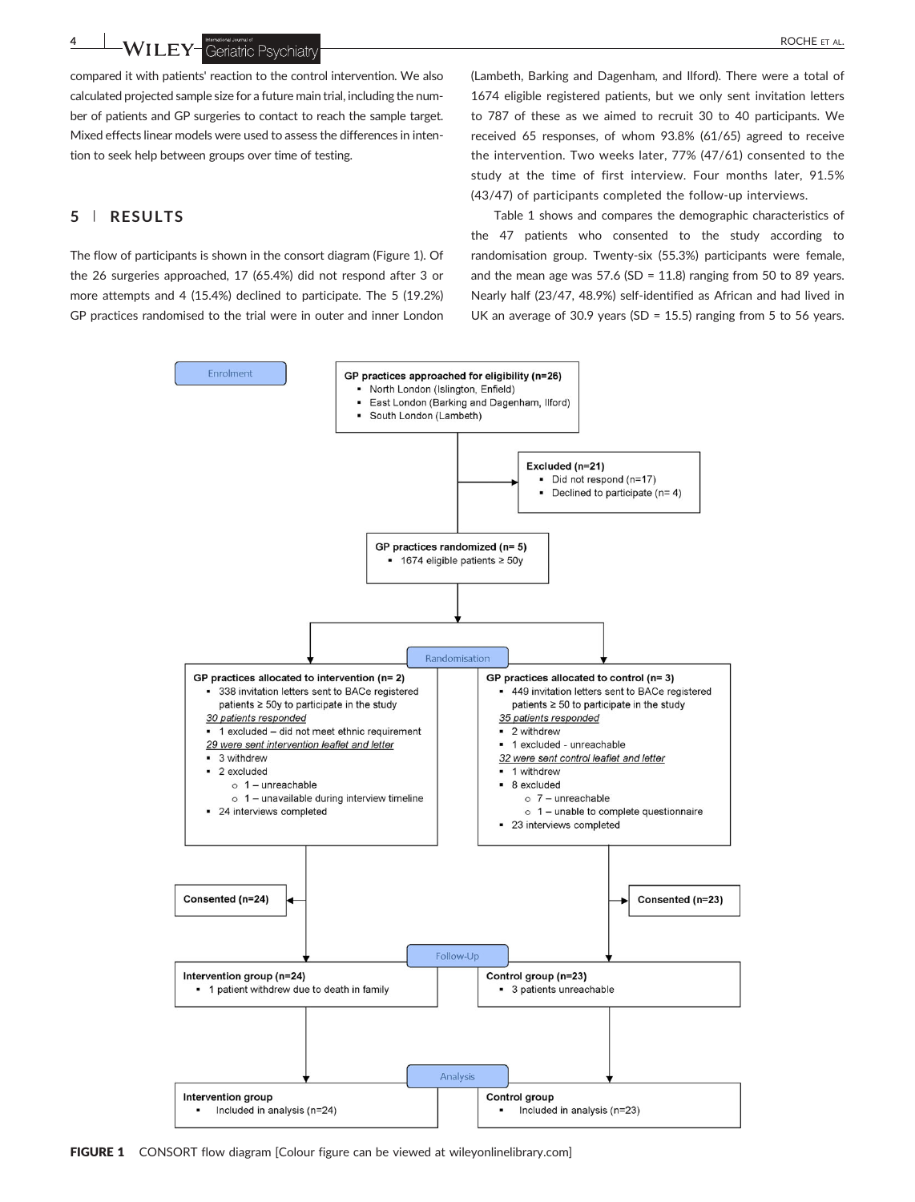compared it with patients' reaction to the control intervention. We also calculated projected sample size for a future main trial, including the number of patients and GP surgeries to contact to reach the sample target. Mixed effects linear models were used to assess the differences in intention to seek help between groups over time of testing.

## 5 | RESULTS

The flow of participants is shown in the consort diagram (Figure 1). Of the 26 surgeries approached, 17 (65.4%) did not respond after 3 or more attempts and 4 (15.4%) declined to participate. The 5 (19.2%) GP practices randomised to the trial were in outer and inner London (Lambeth, Barking and Dagenham, and Ilford). There were a total of 1674 eligible registered patients, but we only sent invitation letters to 787 of these as we aimed to recruit 30 to 40 participants. We received 65 responses, of whom 93.8% (61/65) agreed to receive the intervention. Two weeks later, 77% (47/61) consented to the study at the time of first interview. Four months later, 91.5% (43/47) of participants completed the follow-up interviews.

Table 1 shows and compares the demographic characteristics of the 47 patients who consented to the study according to randomisation group. Twenty-six (55.3%) participants were female, and the mean age was 57.6 (SD = 11.8) ranging from 50 to 89 years. Nearly half (23/47, 48.9%) self-identified as African and had lived in UK an average of 30.9 years (SD = 15.5) ranging from 5 to 56 years.

**Enrolment**

**GP practices approached for eligibility (n=26)**
- North London (Islington, Enfield)
- East London (Barking and Dagenham, Ilford)
- South London (Lambeth)

**Excluded (n=21)**
- Did not respond (n=17)
- Declined to participate (n= 4)

**GP practices randomized (n= 5)**
- 1674 eligible patients ≥ 50y

**Randomisation**

**GP practices allocated to intervention (n= 2)**
- 338 invitation letters sent to BACe registered patients ≥ 50y to participate in the study

_30 patients responded_
- 1 excluded – did not meet ethnic requirement

_29 were sent intervention leaflet and letter_
- 3 withdrew
- 2 excluded
  - 1 – unreachable
  - 1 – unavailable during interview timeline
- 24 interviews completed

**GP practices allocated to control (n= 3)**
- 449 invitation letters sent to BACe registered patients ≥ 50 to participate in the study

_35 patients responded_
- 2 withdrew
- 1 excluded - unreachable

_32 were sent control leaflet and letter_
- 1 withdrew
- 8 excluded
  - 7 – unreachable
  - 1 – unable to complete questionnaire
- 23 interviews completed

**Consented (n=24)**

**Consented (n=23)**

**Follow-Up**

**Intervention group (n=24)**
- 1 patient withdrew due to death in family

**Control group (n=23)**
- 3 patients unreachable

**Analysis**

**Intervention group**
- Included in analysis (n=24)

**Control group**
- Included in analysis (n=23)

**FIGURE 1** CONSORT flow diagram [Colour figure can be viewed at wileyonlinelibrary.com]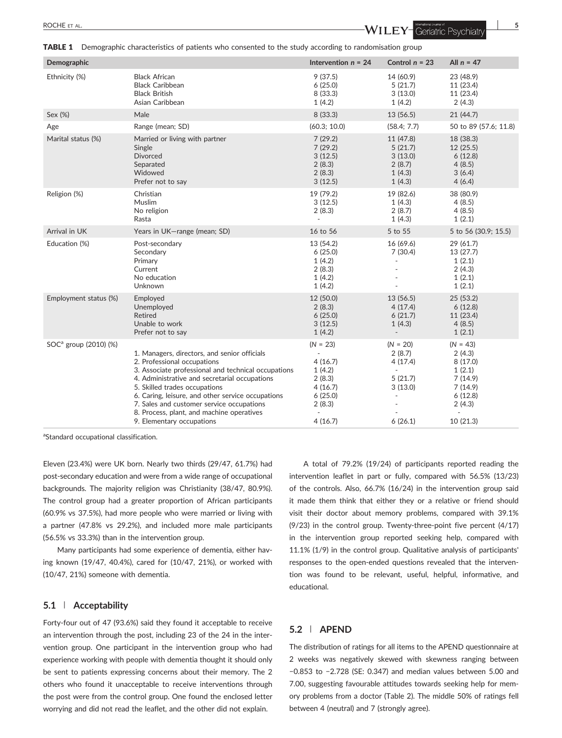**TABLE 1** Demographic characteristics of patients who consented to the study according to randomisation group

| Demographic | | Intervention $n$ = 24 | Control $n$ = 23 | All $n$ = 47 |
|---|---|---|---|---|
| Ethnicity (%) | Black African | 9 (37.5) | 14 (60.9) | 23 (48.9) |
| | Black Caribbean | 6 (25.0) | 5 (21.7) | 11 (23.4) |
| | Black British | 8 (33.3) | 3 (13.0) | 11 (23.4) |
| | Asian Caribbean | 1 (4.2) | 1 (4.2) | 2 (4.3) |
| Sex (%) | Male | 8 (33.3) | 13 (56.5) | 21 (44.7) |
| Age | Range (mean; SD) | (60.3; 10.0) | (58.4; 7.7) | 50 to 89 (57.6; 11.8) |
| Marital status (%) | Married or living with partner | 7 (29.2) | 11 (47.8) | 18 (38.3) |
| | Single | 7 (29.2) | 5 (21.7) | 12 (25.5) |
| | Divorced | 3 (12.5) | 3 (13.0) | 6 (12.8) |
| | Separated | 2 (8.3) | 2 (8.7) | 4 (8.5) |
| | Widowed | 2 (8.3) | 1 (4.3) | 3 (6.4) |
| | Prefer not to say | 3 (12.5) | 1 (4.3) | 4 (6.4) |
| Religion (%) | Christian | 19 (79.2) | 19 (82.6) | 38 (80.9) |
| | Muslim | 3 (12.5) | 1 (4.3) | 4 (8.5) |
| | No religion | 2 (8.3) | 2 (8.7) | 4 (8.5) |
| | Rasta | - | 1 (4.3) | 1 (2.1) |
| Arrival in UK | Years in UK—range (mean; SD) | 16 to 56 | 5 to 55 | 5 to 56 (30.9; 15.5) |
| Education (%) | Post-secondary | 13 (54.2) | 16 (69.6) | 29 (61.7) |
| | Secondary | 6 (25.0) | 7 (30.4) | 13 (27.7) |
| | Primary | 1 (4.2) | - | 1 (2.1) |
| | Current | 2 (8.3) | - | 2 (4.3) |
| | No education | 1 (4.2) | - | 1 (2.1) |
| | Unknown | 1 (4.2) | - | 1 (2.1) |
| Employment status (%) | Employed | 12 (50.0) | 13 (56.5) | 25 (53.2) |
| | Unemployed | 2 (8.3) | 4 (17.4) | 6 (12.8) |
| | Retired | 6 (25.0) | 6 (21.7) | 11 (23.4) |
| | Unable to work | 3 (12.5) | 1 (4.3) | 4 (8.5) |
| | Prefer not to say | 1 (4.2) | - | 1 (2.1) |
| SOC[a] group (2010) (%) | | ($N$ = 23) | ($N$ = 20) | ($N$ = 43) |
| | 1. Managers, directors, and senior officials | - | 2 (8.7) | 2 (4.3) |
| | 2. Professional occupations | 4 (16.7) | 4 (17.4) | 8 (17.0) |
| | 3. Associate professional and technical occupations | 1 (4.2) | - | 1 (2.1) |
| | 4. Administrative and secretarial occupations | 2 (8.3) | 5 (21.7) | 7 (14.9) |
| | 5. Skilled trades occupations | 4 (16.7) | 3 (13.0) | 7 (14.9) |
| | 6. Caring, leisure, and other service occupations | 6 (25.0) | - | 6 (12.8) |
| | 7. Sales and customer service occupations | 2 (8.3) | - | 2 (4.3) |
| | 8. Process, plant, and machine operatives | - | - | - |
| | 9. Elementary occupations | 4 (16.7) | 6 (26.1) | 10 (21.3) |

[a]Standard occupational classification.

Eleven (23.4%) were UK born. Nearly two thirds (29/47, 61.7%) had post-secondary education and were from a wide range of occupational backgrounds. The majority religion was Christianity (38/47, 80.9%). The control group had a greater proportion of African participants (60.9% vs 37.5%), had more people who were married or living with a partner (47.8% vs 29.2%), and included more male participants (56.5% vs 33.3%) than in the intervention group.

Many participants had some experience of dementia, either having known (19/47, 40.4%), cared for (10/47, 21%), or worked with (10/47, 21%) someone with dementia.

### 5.1 | Acceptability

Forty-four out of 47 (93.6%) said they found it acceptable to receive an intervention through the post, including 23 of the 24 in the intervention group. One participant in the intervention group who had experience working with people with dementia thought it should only be sent to patients expressing concerns about their memory. The 2 others who found it unacceptable to receive interventions through the post were from the control group. One found the enclosed letter worrying and did not read the leaflet, and the other did not explain.

A total of 79.2% (19/24) of participants reported reading the intervention leaflet in part or fully, compared with 56.5% (13/23) of the controls. Also, 66.7% (16/24) in the intervention group said it made them think that either they or a relative or friend should visit their doctor about memory problems, compared with 39.1% (9/23) in the control group. Twenty-three-point five percent (4/17) in the intervention group reported seeking help, compared with 11.1% (1/9) in the control group. Qualitative analysis of participants' responses to the open-ended questions revealed that the intervention was found to be relevant, useful, helpful, informative, and educational.

### 5.2 | APEND

The distribution of ratings for all items to the APEND questionnaire at 2 weeks was negatively skewed with skewness ranging between −0.853 to −2.728 (SE: 0.347) and median values between 5.00 and 7.00, suggesting favourable attitudes towards seeking help for memory problems from a doctor (Table 2). The middle 50% of ratings fell between 4 (neutral) and 7 (strongly agree).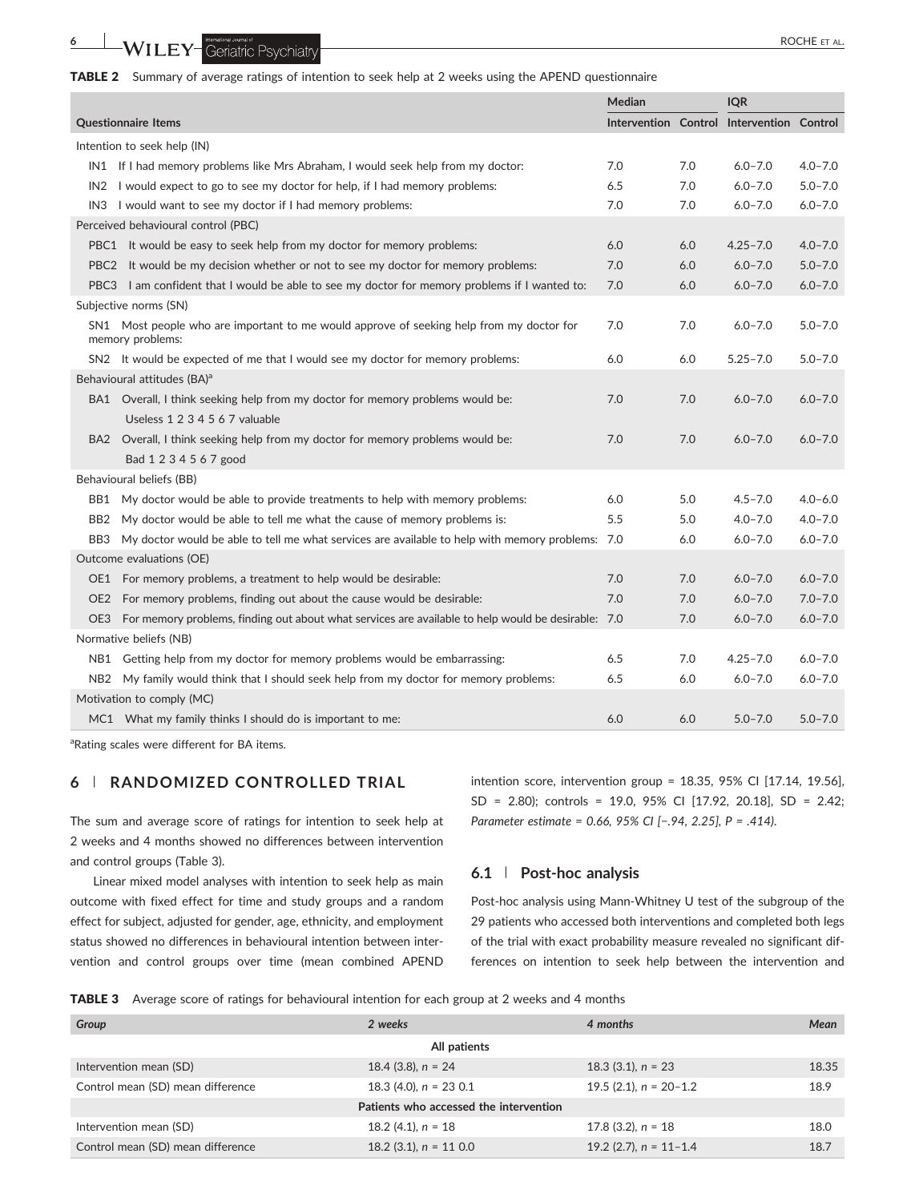**TABLE 2** Summary of average ratings of intention to seek help at 2 weeks using the APEND questionnaire

| Questionnaire Items | Median | | IQR | |
|---|---|---|---|---|
| | Intervention | Control | Intervention | Control |
| Intention to seek help (IN) | | | | |
| IN1 If I had memory problems like Mrs Abraham, I would seek help from my doctor: | 7.0 | 7.0 | 6.0–7.0 | 4.0–7.0 |
| IN2 I would expect to go to see my doctor for help, if I had memory problems: | 6.5 | 7.0 | 6.0–7.0 | 5.0–7.0 |
| IN3 I would want to see my doctor if I had memory problems: | 7.0 | 7.0 | 6.0–7.0 | 6.0–7.0 |
| Perceived behavioural control (PBC) | | | | |
| PBC1 It would be easy to seek help from my doctor for memory problems: | 6.0 | 6.0 | 4.25–7.0 | 4.0–7.0 |
| PBC2 It would be my decision whether or not to see my doctor for memory problems: | 7.0 | 6.0 | 6.0–7.0 | 5.0–7.0 |
| PBC3 I am confident that I would be able to see my doctor for memory problems if I wanted to: | 7.0 | 6.0 | 6.0–7.0 | 6.0–7.0 |
| Subjective norms (SN) | | | | |
| SN1 Most people who are important to me would approve of seeking help from my doctor for memory problems: | 7.0 | 7.0 | 6.0–7.0 | 5.0–7.0 |
| SN2 It would be expected of me that I would see my doctor for memory problems: | 6.0 | 6.0 | 5.25–7.0 | 5.0–7.0 |
| Behavioural attitudes (BA)[a] | | | | |
| BA1 Overall, I think seeking help from my doctor for memory problems would be: Useless 1 2 3 4 5 6 7 valuable | 7.0 | 7.0 | 6.0–7.0 | 6.0–7.0 |
| BA2 Overall, I think seeking help from my doctor for memory problems would be: Bad 1 2 3 4 5 6 7 good | 7.0 | 7.0 | 6.0–7.0 | 6.0–7.0 |
| Behavioural beliefs (BB) | | | | |
| BB1 My doctor would be able to provide treatments to help with memory problems: | 6.0 | 5.0 | 4.5–7.0 | 4.0–6.0 |
| BB2 My doctor would be able to tell me what the cause of memory problems is: | 5.5 | 5.0 | 4.0–7.0 | 4.0–7.0 |
| BB3 My doctor would be able to tell me what services are available to help with memory problems: | 7.0 | 6.0 | 6.0–7.0 | 6.0–7.0 |
| Outcome evaluations (OE) | | | | |
| OE1 For memory problems, a treatment to help would be desirable: | 7.0 | 7.0 | 6.0–7.0 | 6.0–7.0 |
| OE2 For memory problems, finding out about the cause would be desirable: | 7.0 | 7.0 | 6.0–7.0 | 7.0–7.0 |
| OE3 For memory problems, finding out about what services are available to help would be desirable: | 7.0 | 7.0 | 6.0–7.0 | 6.0–7.0 |
| Normative beliefs (NB) | | | | |
| NB1 Getting help from my doctor for memory problems would be embarrassing: | 6.5 | 7.0 | 4.25–7.0 | 6.0–7.0 |
| NB2 My family would think that I should seek help from my doctor for memory problems: | 6.5 | 6.0 | 6.0–7.0 | 6.0–7.0 |
| Motivation to comply (MC) | | | | |
| MC1 What my family thinks I should do is important to me: | 6.0 | 6.0 | 5.0–7.0 | 5.0–7.0 |

[a]Rating scales were different for BA items.

## 6 | RANDOMIZED CONTROLLED TRIAL

The sum and average score of ratings for intention to seek help at 2 weeks and 4 months showed no differences between intervention and control groups (Table 3).

Linear mixed model analyses with intention to seek help as main outcome with fixed effect for time and study groups and a random effect for subject, adjusted for gender, age, ethnicity, and employment status showed no differences in behavioural intention between intervention and control groups over time (mean combined APEND intention score, intervention group = 18.35, 95% CI [17.14, 19.56], SD = 2.80); controls = 19.0, 95% CI [17.92, 20.18], SD = 2.42; *Parameter estimate = 0.66, 95% CI [−.94, 2.25], P = .414).*

### 6.1 | Post-hoc analysis

Post-hoc analysis using Mann-Whitney U test of the subgroup of the 29 patients who accessed both interventions and completed both legs of the trial with exact probability measure revealed no significant differences on intention to seek help between the intervention and

**TABLE 3** Average score of ratings for behavioural intention for each group at 2 weeks and 4 months

| Group | 2 weeks | 4 months | Mean |
|---|---|---|---|
| All patients | | | |
| Intervention mean (SD) | 18.4 (3.8), *n* = 24 | 18.3 (3.1), *n* = 23 | 18.35 |
| Control mean (SD) mean difference | 18.3 (4.0), *n* = 23 0.1 | 19.5 (2.1), *n* = 20−1.2 | 18.9 |
| Patients who accessed the intervention | | | |
| Intervention mean (SD) | 18.2 (4.1), *n* = 18 | 17.8 (3.2), *n* = 18 | 18.0 |
| Control mean (SD) mean difference | 18.2 (3.1), *n* = 11 0.0 | 19.2 (2.7), *n* = 11−1.4 | 18.7 |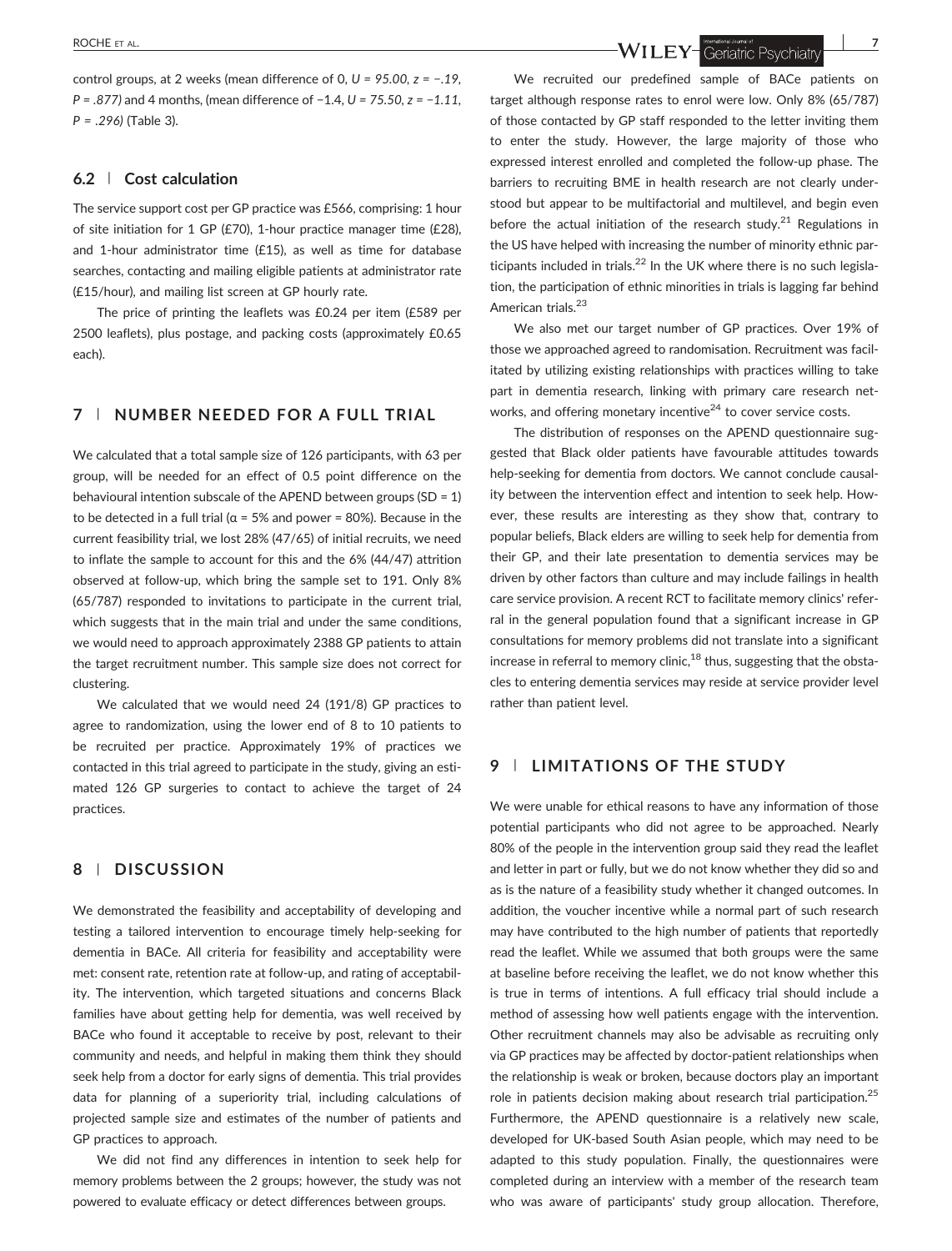control groups, at 2 weeks (mean difference of 0, $U = 95.00$, $z = -.19$, $P = .877$) and 4 months, (mean difference of −1.4, $U = 75.50$, $z = -1.11$, $P = .296$) (Table 3).

### 6.2 | Cost calculation

The service support cost per GP practice was £566, comprising: 1 hour of site initiation for 1 GP (£70), 1-hour practice manager time (£28), and 1-hour administrator time (£15), as well as time for database searches, contacting and mailing eligible patients at administrator rate (£15/hour), and mailing list screen at GP hourly rate.

The price of printing the leaflets was £0.24 per item (£589 per 2500 leaflets), plus postage, and packing costs (approximately £0.65 each).

## 7 | NUMBER NEEDED FOR A FULL TRIAL

We calculated that a total sample size of 126 participants, with 63 per group, will be needed for an effect of 0.5 point difference on the behavioural intention subscale of the APEND between groups (SD = 1) to be detected in a full trial (α = 5% and power = 80%). Because in the current feasibility trial, we lost 28% (47/65) of initial recruits, we need to inflate the sample to account for this and the 6% (44/47) attrition observed at follow-up, which bring the sample set to 191. Only 8% (65/787) responded to invitations to participate in the current trial, which suggests that in the main trial and under the same conditions, we would need to approach approximately 2388 GP patients to attain the target recruitment number. This sample size does not correct for clustering.

We calculated that we would need 24 (191/8) GP practices to agree to randomization, using the lower end of 8 to 10 patients to be recruited per practice. Approximately 19% of practices we contacted in this trial agreed to participate in the study, giving an estimated 126 GP surgeries to contact to achieve the target of 24 practices.

## 8 | DISCUSSION

We demonstrated the feasibility and acceptability of developing and testing a tailored intervention to encourage timely help-seeking for dementia in BACe. All criteria for feasibility and acceptability were met: consent rate, retention rate at follow-up, and rating of acceptability. The intervention, which targeted situations and concerns Black families have about getting help for dementia, was well received by BACe who found it acceptable to receive by post, relevant to their community and needs, and helpful in making them think they should seek help from a doctor for early signs of dementia. This trial provides data for planning of a superiority trial, including calculations of projected sample size and estimates of the number of patients and GP practices to approach.

We did not find any differences in intention to seek help for memory problems between the 2 groups; however, the study was not powered to evaluate efficacy or detect differences between groups.

We recruited our predefined sample of BACe patients on target although response rates to enrol were low. Only 8% (65/787) of those contacted by GP staff responded to the letter inviting them to enter the study. However, the large majority of those who expressed interest enrolled and completed the follow-up phase. The barriers to recruiting BME in health research are not clearly understood but appear to be multifactorial and multilevel, and begin even before the actual initiation of the research study.[21] Regulations in the US have helped with increasing the number of minority ethnic participants included in trials.[22] In the UK where there is no such legislation, the participation of ethnic minorities in trials is lagging far behind American trials.[23]

We also met our target number of GP practices. Over 19% of those we approached agreed to randomisation. Recruitment was facilitated by utilizing existing relationships with practices willing to take part in dementia research, linking with primary care research networks, and offering monetary incentive[24] to cover service costs.

The distribution of responses on the APEND questionnaire suggested that Black older patients have favourable attitudes towards help-seeking for dementia from doctors. We cannot conclude causality between the intervention effect and intention to seek help. However, these results are interesting as they show that, contrary to popular beliefs, Black elders are willing to seek help for dementia from their GP, and their late presentation to dementia services may be driven by other factors than culture and may include failings in health care service provision. A recent RCT to facilitate memory clinics' referral in the general population found that a significant increase in GP consultations for memory problems did not translate into a significant increase in referral to memory clinic,[18] thus, suggesting that the obstacles to entering dementia services may reside at service provider level rather than patient level.

## 9 | LIMITATIONS OF THE STUDY

We were unable for ethical reasons to have any information of those potential participants who did not agree to be approached. Nearly 80% of the people in the intervention group said they read the leaflet and letter in part or fully, but we do not know whether they did so and as is the nature of a feasibility study whether it changed outcomes. In addition, the voucher incentive while a normal part of such research may have contributed to the high number of patients that reportedly read the leaflet. While we assumed that both groups were the same at baseline before receiving the leaflet, we do not know whether this is true in terms of intentions. A full efficacy trial should include a method of assessing how well patients engage with the intervention. Other recruitment channels may also be advisable as recruiting only via GP practices may be affected by doctor-patient relationships when the relationship is weak or broken, because doctors play an important role in patients decision making about research trial participation.[25] Furthermore, the APEND questionnaire is a relatively new scale, developed for UK-based South Asian people, which may need to be adapted to this study population. Finally, the questionnaires were completed during an interview with a member of the research team who was aware of participants' study group allocation. Therefore,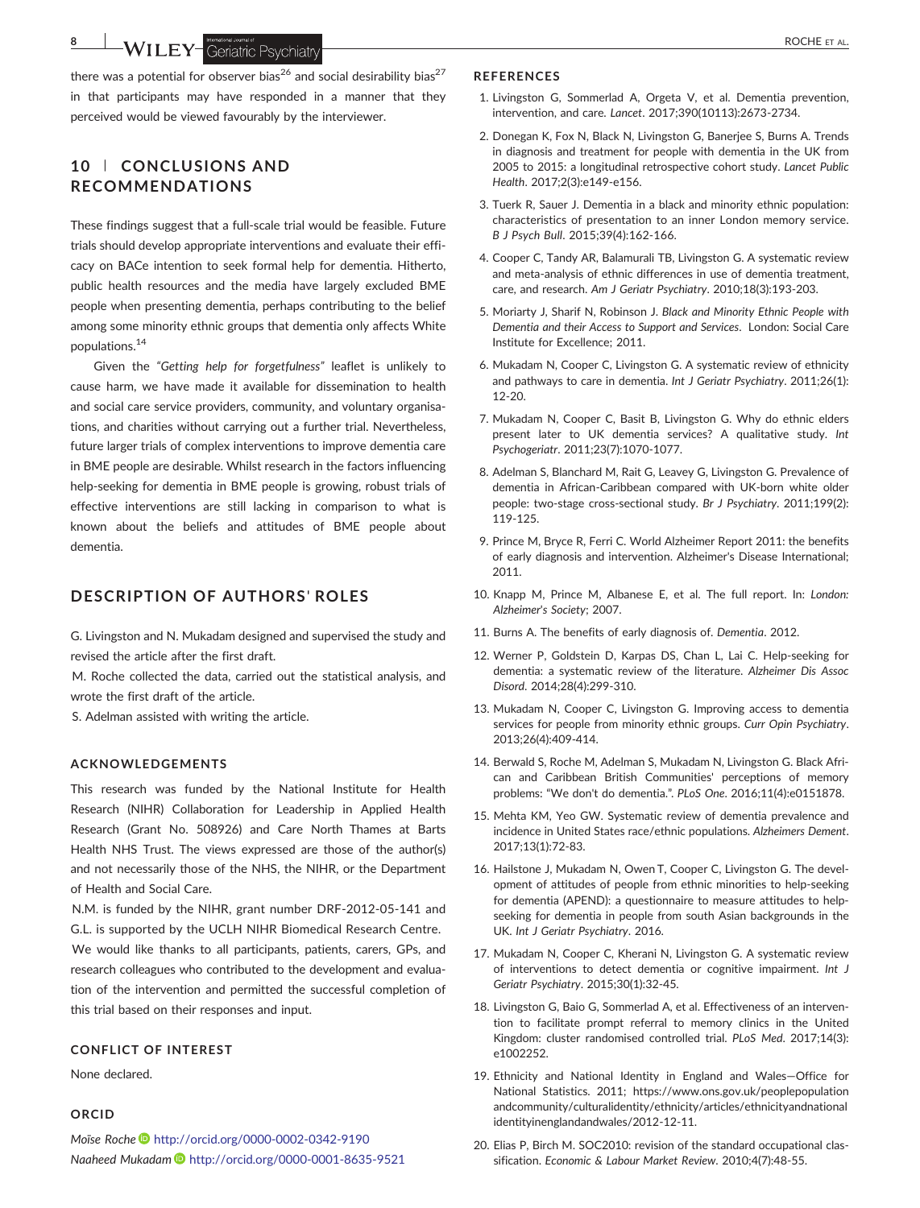there was a potential for observer bias[26] and social desirability bias[27] in that participants may have responded in a manner that they perceived would be viewed favourably by the interviewer.

## 10 | CONCLUSIONS AND RECOMMENDATIONS

These findings suggest that a full-scale trial would be feasible. Future trials should develop appropriate interventions and evaluate their efficacy on BACe intention to seek formal help for dementia. Hitherto, public health resources and the media have largely excluded BME people when presenting dementia, perhaps contributing to the belief among some minority ethnic groups that dementia only affects White populations.[14]

Given the *"Getting help for forgetfulness"* leaflet is unlikely to cause harm, we have made it available for dissemination to health and social care service providers, community, and voluntary organisations, and charities without carrying out a further trial. Nevertheless, future larger trials of complex interventions to improve dementia care in BME people are desirable. Whilst research in the factors influencing help-seeking for dementia in BME people is growing, robust trials of effective interventions are still lacking in comparison to what is known about the beliefs and attitudes of BME people about dementia.

## DESCRIPTION OF AUTHORS' ROLES

G. Livingston and N. Mukadam designed and supervised the study and revised the article after the first draft.

M. Roche collected the data, carried out the statistical analysis, and wrote the first draft of the article.

S. Adelman assisted with writing the article.

### ACKNOWLEDGEMENTS

This research was funded by the National Institute for Health Research (NIHR) Collaboration for Leadership in Applied Health Research (Grant No. 508926) and Care North Thames at Barts Health NHS Trust. The views expressed are those of the author(s) and not necessarily those of the NHS, the NIHR, or the Department of Health and Social Care.

N.M. is funded by the NIHR, grant number DRF-2012-05-141 and G.L. is supported by the UCLH NIHR Biomedical Research Centre.

We would like thanks to all participants, patients, carers, GPs, and research colleagues who contributed to the development and evaluation of the intervention and permitted the successful completion of this trial based on their responses and input.

### CONFLICT OF INTEREST

None declared.

### ORCID

*Moïse Roche* http://orcid.org/0000-0002-0342-9190
*Naaheed Mukadam* http://orcid.org/0000-0001-8635-9521

### REFERENCES

1. Livingston G, Sommerlad A, Orgeta V, et al. Dementia prevention, intervention, and care. *Lancet*. 2017;390(10113):2673-2734.
2. Donegan K, Fox N, Black N, Livingston G, Banerjee S, Burns A. Trends in diagnosis and treatment for people with dementia in the UK from 2005 to 2015: a longitudinal retrospective cohort study. *Lancet Public Health*. 2017;2(3):e149-e156.
3. Tuerk R, Sauer J. Dementia in a black and minority ethnic population: characteristics of presentation to an inner London memory service. *B J Psych Bull*. 2015;39(4):162-166.
4. Cooper C, Tandy AR, Balamurali TB, Livingston G. A systematic review and meta-analysis of ethnic differences in use of dementia treatment, care, and research. *Am J Geriatr Psychiatry*. 2010;18(3):193-203.
5. Moriarty J, Sharif N, Robinson J. *Black and Minority Ethnic People with Dementia and their Access to Support and Services*. London: Social Care Institute for Excellence; 2011.
6. Mukadam N, Cooper C, Livingston G. A systematic review of ethnicity and pathways to care in dementia. *Int J Geriatr Psychiatry*. 2011;26(1):12-20.
7. Mukadam N, Cooper C, Basit B, Livingston G. Why do ethnic elders present later to UK dementia services? A qualitative study. *Int Psychogeriatr*. 2011;23(7):1070-1077.
8. Adelman S, Blanchard M, Rait G, Leavey G, Livingston G. Prevalence of dementia in African-Caribbean compared with UK-born white older people: two-stage cross-sectional study. *Br J Psychiatry*. 2011;199(2):119-125.
9. Prince M, Bryce R, Ferri C. World Alzheimer Report 2011: the benefits of early diagnosis and intervention. Alzheimer's Disease International; 2011.
10. Knapp M, Prince M, Albanese E, et al. The full report. In: *London: Alzheimer's Society*; 2007.
11. Burns A. The benefits of early diagnosis of. *Dementia*. 2012.
12. Werner P, Goldstein D, Karpas DS, Chan L, Lai C. Help-seeking for dementia: a systematic review of the literature. *Alzheimer Dis Assoc Disord*. 2014;28(4):299-310.
13. Mukadam N, Cooper C, Livingston G. Improving access to dementia services for people from minority ethnic groups. *Curr Opin Psychiatry*. 2013;26(4):409-414.
14. Berwald S, Roche M, Adelman S, Mukadam N, Livingston G. Black African and Caribbean British Communities' perceptions of memory problems: "We don't do dementia.". *PLoS One*. 2016;11(4):e0151878.
15. Mehta KM, Yeo GW. Systematic review of dementia prevalence and incidence in United States race/ethnic populations. *Alzheimers Dement*. 2017;13(1):72-83.
16. Hailstone J, Mukadam N, Owen T, Cooper C, Livingston G. The development of attitudes of people from ethnic minorities to help-seeking for dementia (APEND): a questionnaire to measure attitudes to help-seeking for dementia in people from south Asian backgrounds in the UK. *Int J Geriatr Psychiatry*. 2016.
17. Mukadam N, Cooper C, Kherani N, Livingston G. A systematic review of interventions to detect dementia or cognitive impairment. *Int J Geriatr Psychiatry*. 2015;30(1):32-45.
18. Livingston G, Baio G, Sommerlad A, et al. Effectiveness of an intervention to facilitate prompt referral to memory clinics in the United Kingdom: cluster randomised controlled trial. *PLoS Med*. 2017;14(3):e1002252.
19. Ethnicity and National Identity in England and Wales—Office for National Statistics. 2011; https://www.ons.gov.uk/peoplepopulationandcommunity/culturalidentity/ethnicity/articles/ethnicityandnationalidentityinenglandandwales/2012-12-11.
20. Elias P, Birch M. SOC2010: revision of the standard occupational classification. *Economic & Labour Market Review*. 2010;4(7):48-55.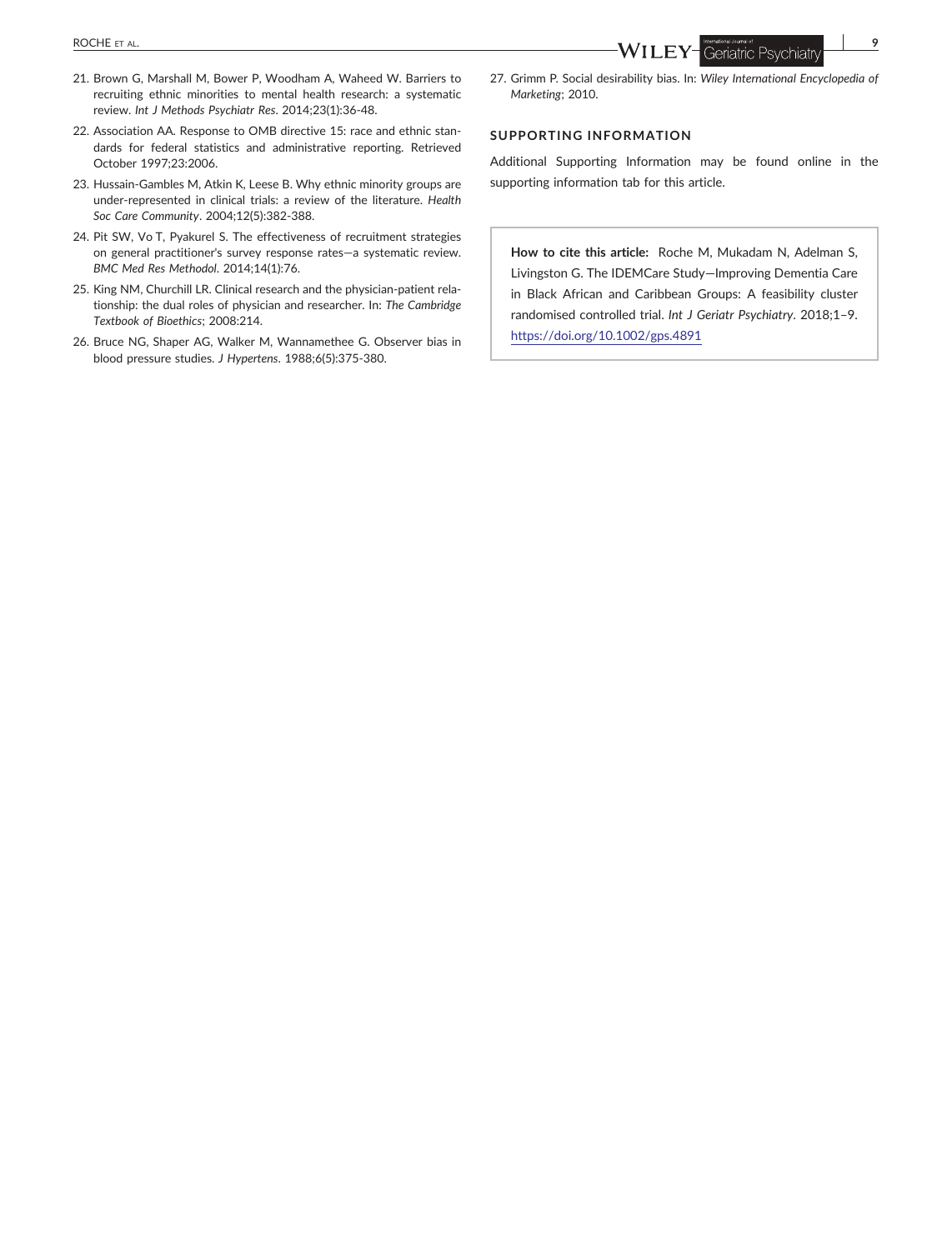21. Brown G, Marshall M, Bower P, Woodham A, Waheed W. Barriers to recruiting ethnic minorities to mental health research: a systematic review. *Int J Methods Psychiatr Res*. 2014;23(1):36-48.
22. Association AA. Response to OMB directive 15: race and ethnic standards for federal statistics and administrative reporting. Retrieved October 1997;23:2006.
23. Hussain-Gambles M, Atkin K, Leese B. Why ethnic minority groups are under-represented in clinical trials: a review of the literature. *Health Soc Care Community*. 2004;12(5):382-388.
24. Pit SW, Vo T, Pyakurel S. The effectiveness of recruitment strategies on general practitioner's survey response rates—a systematic review. *BMC Med Res Methodol*. 2014;14(1):76.
25. King NM, Churchill LR. Clinical research and the physician-patient relationship: the dual roles of physician and researcher. In: *The Cambridge Textbook of Bioethics*; 2008:214.
26. Bruce NG, Shaper AG, Walker M, Wannamethee G. Observer bias in blood pressure studies. *J Hypertens*. 1988;6(5):375-380.
27. Grimm P. Social desirability bias. In: *Wiley International Encyclopedia of Marketing*; 2010.

## SUPPORTING INFORMATION

Additional Supporting Information may be found online in the supporting information tab for this article.

**How to cite this article:** Roche M, Mukadam N, Adelman S, Livingston G. The IDEMCare Study—Improving Dementia Care in Black African and Caribbean Groups: A feasibility cluster randomised controlled trial. *Int J Geriatr Psychiatry*. 2018;1–9. https://doi.org/10.1002/gps.4891